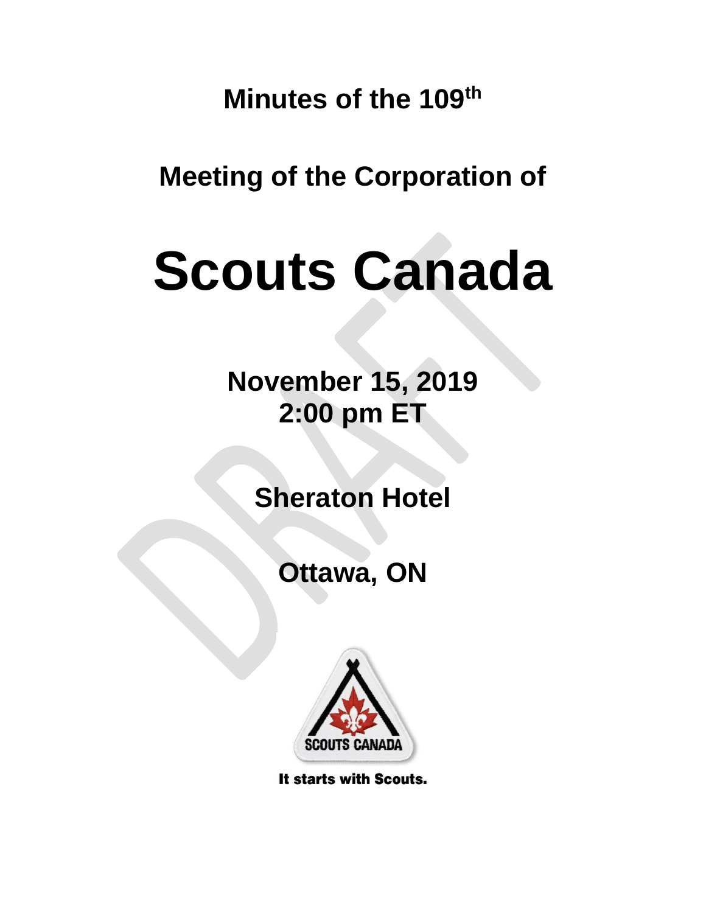**Minutes of the 109th**

**Meeting of the Corporation of**

# Scouts Canada

**November 15, 2019**
**2:00 pm ET**

**Sheraton Hotel**

**Ottawa, ON**

SCOUTS CANADA

It starts with Scouts.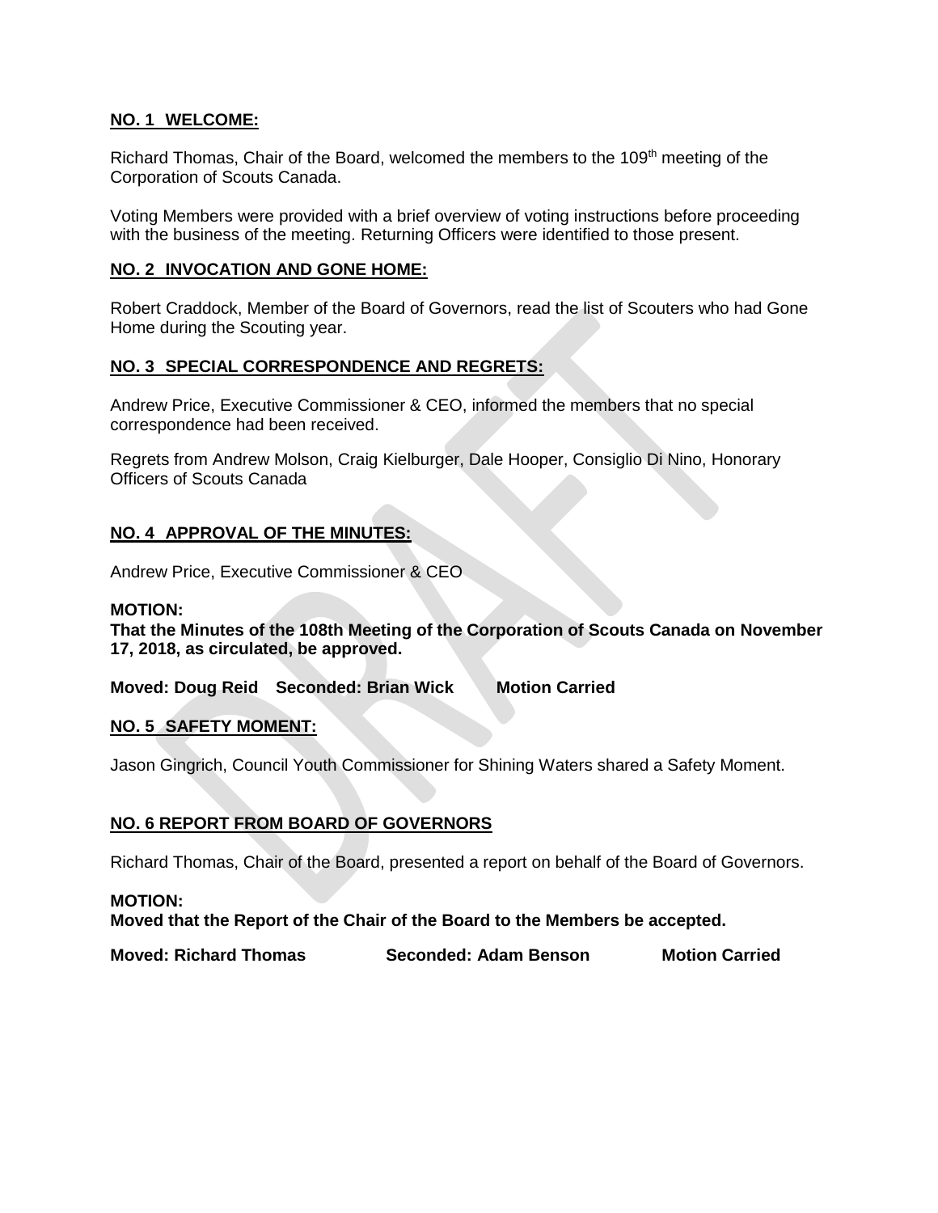**NO. 1 WELCOME:**

Richard Thomas, Chair of the Board, welcomed the members to the 109th meeting of the Corporation of Scouts Canada.

Voting Members were provided with a brief overview of voting instructions before proceeding with the business of the meeting. Returning Officers were identified to those present.

**NO. 2 INVOCATION AND GONE HOME:**

Robert Craddock, Member of the Board of Governors, read the list of Scouters who had Gone Home during the Scouting year.

**NO. 3 SPECIAL CORRESPONDENCE AND REGRETS:**

Andrew Price, Executive Commissioner & CEO, informed the members that no special correspondence had been received.

Regrets from Andrew Molson, Craig Kielburger, Dale Hooper, Consiglio Di Nino, Honorary Officers of Scouts Canada

**NO. 4 APPROVAL OF THE MINUTES:**

Andrew Price, Executive Commissioner & CEO

**MOTION:**
**That the Minutes of the 108th Meeting of the Corporation of Scouts Canada on November 17, 2018, as circulated, be approved.**

**Moved: Doug Reid Seconded: Brian Wick Motion Carried**

**NO. 5 SAFETY MOMENT:**

Jason Gingrich, Council Youth Commissioner for Shining Waters shared a Safety Moment.

**NO. 6 REPORT FROM BOARD OF GOVERNORS**

Richard Thomas, Chair of the Board, presented a report on behalf of the Board of Governors.

**MOTION:**
**Moved that the Report of the Chair of the Board to the Members be accepted.**

**Moved: Richard Thomas Seconded: Adam Benson Motion Carried**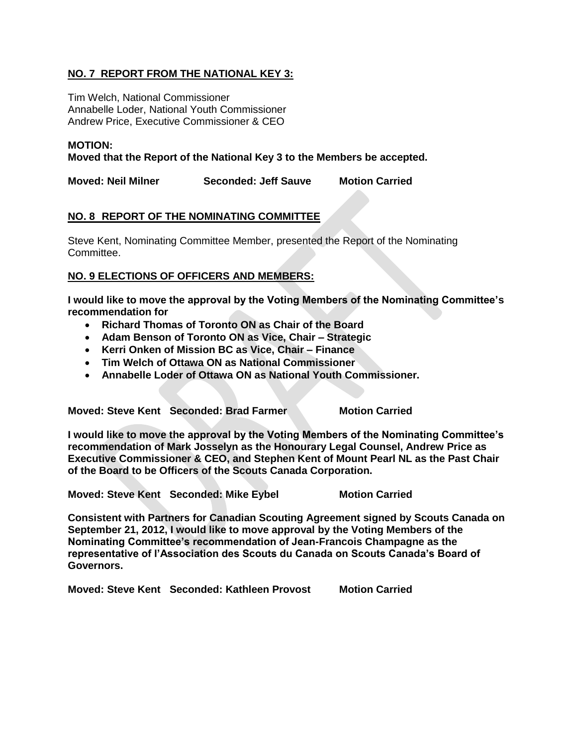## NO. 7 REPORT FROM THE NATIONAL KEY 3:

Tim Welch, National Commissioner
Annabelle Loder, National Youth Commissioner
Andrew Price, Executive Commissioner & CEO

**MOTION:**
**Moved that the Report of the National Key 3 to the Members be accepted.**

**Moved: Neil Milner Seconded: Jeff Sauve Motion Carried**

## NO. 8 REPORT OF THE NOMINATING COMMITTEE

Steve Kent, Nominating Committee Member, presented the Report of the Nominating Committee.

## NO. 9 ELECTIONS OF OFFICERS AND MEMBERS:

**I would like to move the approval by the Voting Members of the Nominating Committee's recommendation for**

- **Richard Thomas of Toronto ON as Chair of the Board**
- **Adam Benson of Toronto ON as Vice, Chair – Strategic**
- **Kerri Onken of Mission BC as Vice, Chair – Finance**
- **Tim Welch of Ottawa ON as National Commissioner**
- **Annabelle Loder of Ottawa ON as National Youth Commissioner.**

**Moved: Steve Kent Seconded: Brad Farmer Motion Carried**

**I would like to move the approval by the Voting Members of the Nominating Committee's recommendation of Mark Josselyn as the Honourary Legal Counsel, Andrew Price as Executive Commissioner & CEO, and Stephen Kent of Mount Pearl NL as the Past Chair of the Board to be Officers of the Scouts Canada Corporation.**

**Moved: Steve Kent Seconded: Mike Eybel Motion Carried**

**Consistent with Partners for Canadian Scouting Agreement signed by Scouts Canada on September 21, 2012, I would like to move approval by the Voting Members of the Nominating Committee's recommendation of Jean-Francois Champagne as the representative of l'Association des Scouts du Canada on Scouts Canada's Board of Governors.**

**Moved: Steve Kent Seconded: Kathleen Provost Motion Carried**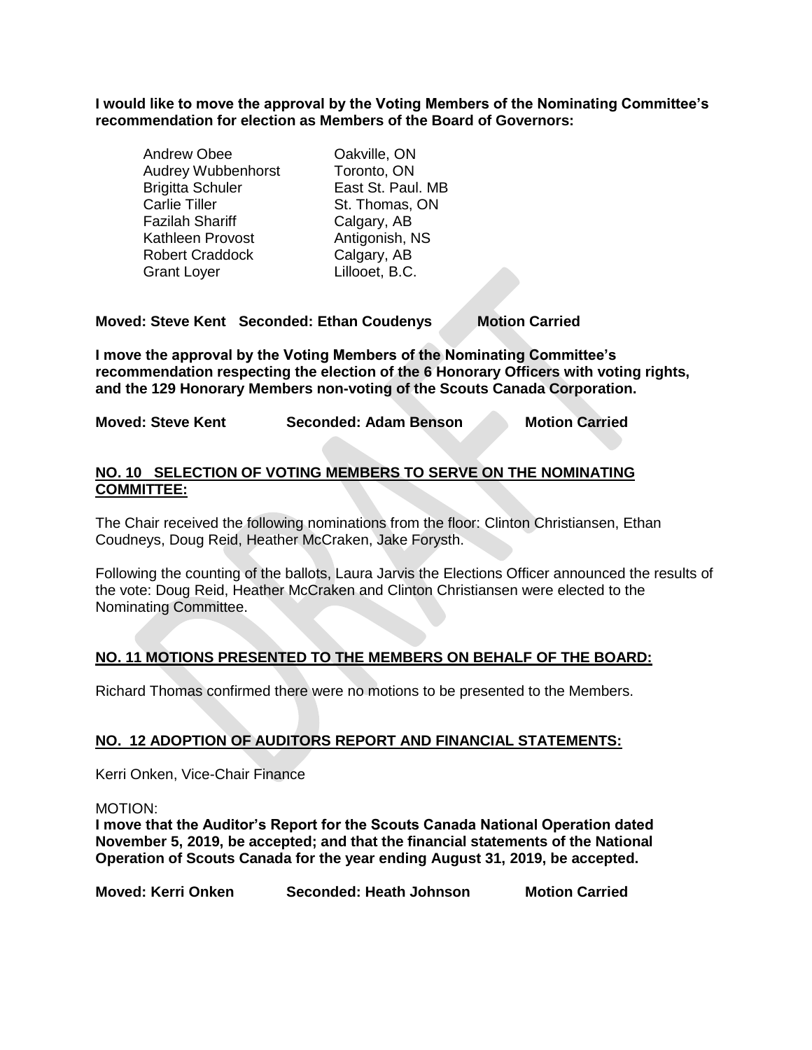**I would like to move the approval by the Voting Members of the Nominating Committee's recommendation for election as Members of the Board of Governors:**

| | |
|---|---|
| Andrew Obee | Oakville, ON |
| Audrey Wubbenhorst | Toronto, ON |
| Brigitta Schuler | East St. Paul. MB |
| Carlie Tiller | St. Thomas, ON |
| Fazilah Shariff | Calgary, AB |
| Kathleen Provost | Antigonish, NS |
| Robert Craddock | Calgary, AB |
| Grant Loyer | Lillooet, B.C. |

**Moved: Steve Kent Seconded: Ethan Coudenys Motion Carried**

**I move the approval by the Voting Members of the Nominating Committee's recommendation respecting the election of the 6 Honorary Officers with voting rights, and the 129 Honorary Members non-voting of the Scouts Canada Corporation.**

**Moved: Steve Kent Seconded: Adam Benson Motion Carried**

## NO. 10 SELECTION OF VOTING MEMBERS TO SERVE ON THE NOMINATING COMMITTEE:

The Chair received the following nominations from the floor: Clinton Christiansen, Ethan Coudneys, Doug Reid, Heather McCraken, Jake Forysth.

Following the counting of the ballots, Laura Jarvis the Elections Officer announced the results of the vote: Doug Reid, Heather McCraken and Clinton Christiansen were elected to the Nominating Committee.

## NO. 11 MOTIONS PRESENTED TO THE MEMBERS ON BEHALF OF THE BOARD:

Richard Thomas confirmed there were no motions to be presented to the Members.

## NO. 12 ADOPTION OF AUDITORS REPORT AND FINANCIAL STATEMENTS:

Kerri Onken, Vice-Chair Finance

MOTION:

**I move that the Auditor's Report for the Scouts Canada National Operation dated November 5, 2019, be accepted; and that the financial statements of the National Operation of Scouts Canada for the year ending August 31, 2019, be accepted.**

**Moved: Kerri Onken Seconded: Heath Johnson Motion Carried**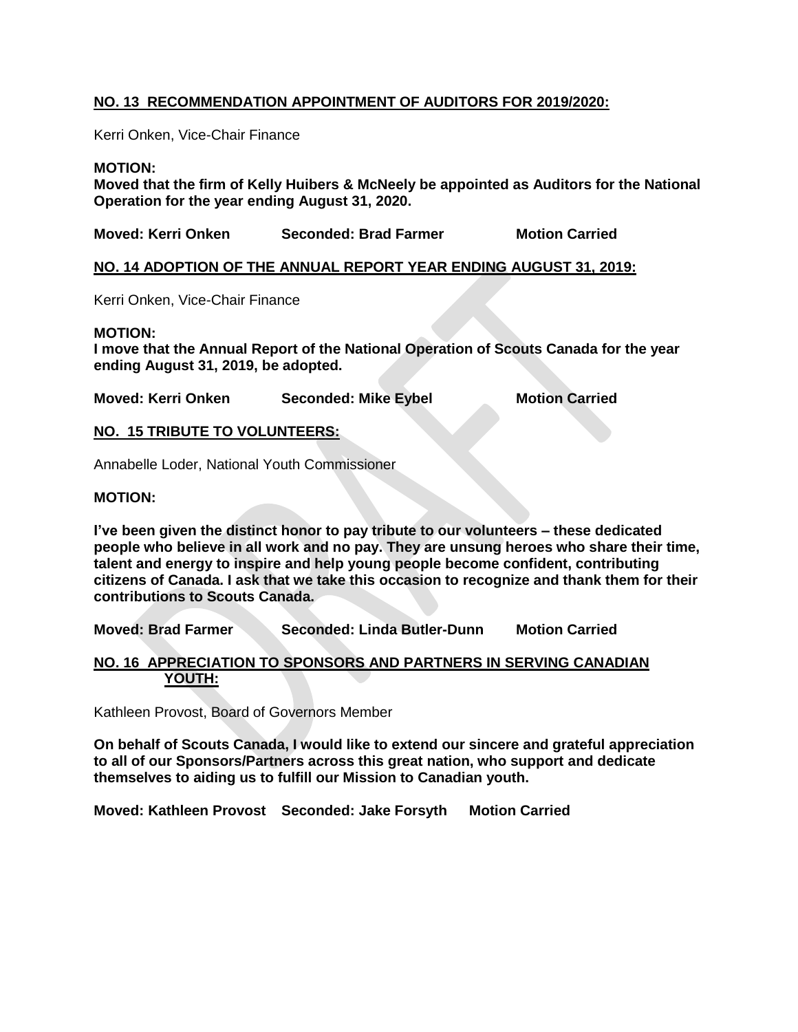**NO. 13 RECOMMENDATION APPOINTMENT OF AUDITORS FOR 2019/2020:**

Kerri Onken, Vice-Chair Finance

**MOTION:**

**Moved that the firm of Kelly Huibers & McNeely be appointed as Auditors for the National Operation for the year ending August 31, 2020.**

**Moved: Kerri Onken Seconded: Brad Farmer Motion Carried**

**NO. 14 ADOPTION OF THE ANNUAL REPORT YEAR ENDING AUGUST 31, 2019:**

Kerri Onken, Vice-Chair Finance

**MOTION:**

**I move that the Annual Report of the National Operation of Scouts Canada for the year ending August 31, 2019, be adopted.**

**Moved: Kerri Onken Seconded: Mike Eybel Motion Carried**

**NO. 15 TRIBUTE TO VOLUNTEERS:**

Annabelle Loder, National Youth Commissioner

**MOTION:**

**I've been given the distinct honor to pay tribute to our volunteers – these dedicated people who believe in all work and no pay. They are unsung heroes who share their time, talent and energy to inspire and help young people become confident, contributing citizens of Canada. I ask that we take this occasion to recognize and thank them for their contributions to Scouts Canada.**

**Moved: Brad Farmer Seconded: Linda Butler-Dunn Motion Carried**

**NO. 16 APPRECIATION TO SPONSORS AND PARTNERS IN SERVING CANADIAN YOUTH:**

Kathleen Provost, Board of Governors Member

**On behalf of Scouts Canada, I would like to extend our sincere and grateful appreciation to all of our Sponsors/Partners across this great nation, who support and dedicate themselves to aiding us to fulfill our Mission to Canadian youth.**

**Moved: Kathleen Provost Seconded: Jake Forsyth Motion Carried**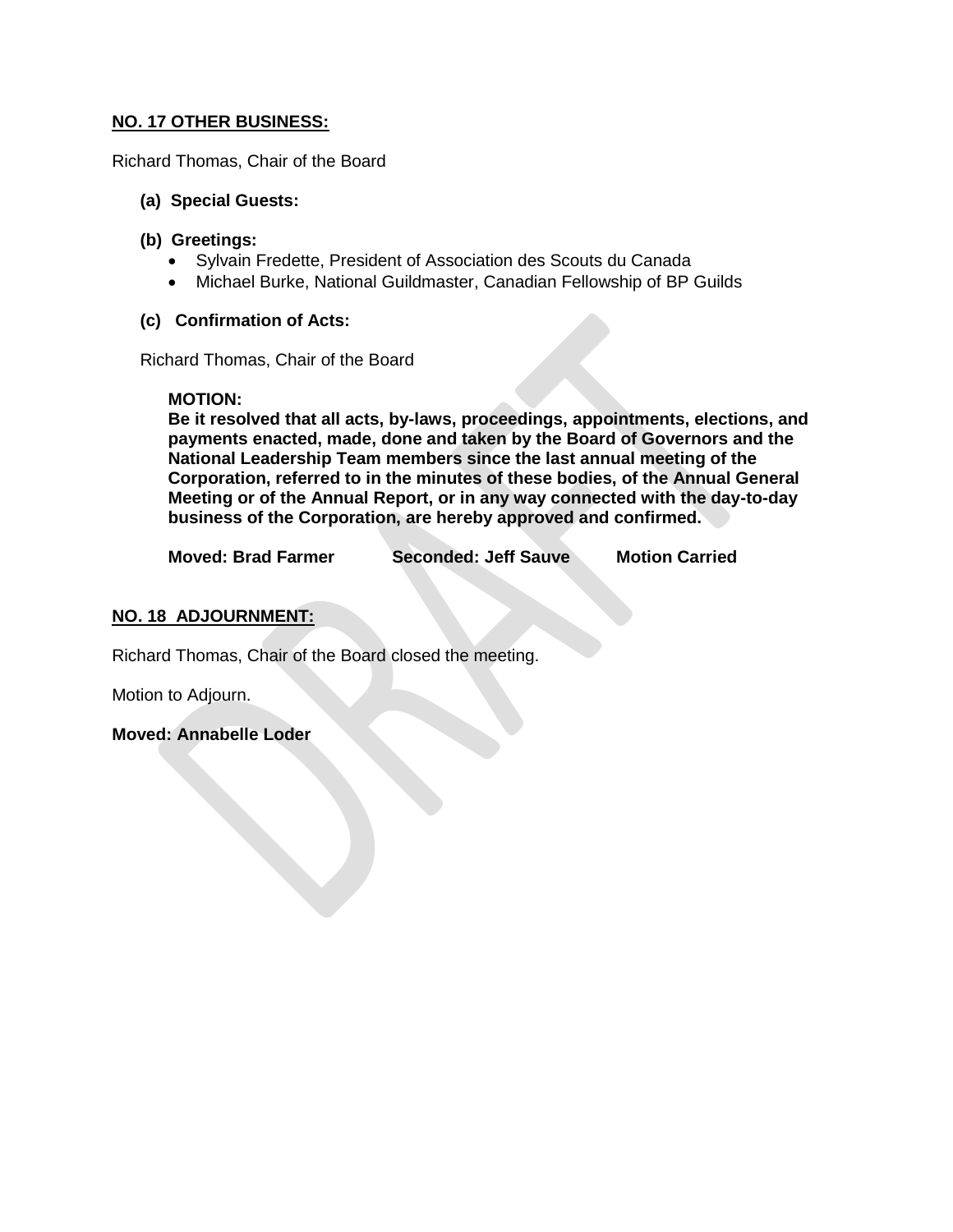**NO. 17 OTHER BUSINESS:**

Richard Thomas, Chair of the Board

**(a) Special Guests:**

**(b) Greetings:**

- Sylvain Fredette, President of Association des Scouts du Canada
- Michael Burke, National Guildmaster, Canadian Fellowship of BP Guilds

**(c) Confirmation of Acts:**

Richard Thomas, Chair of the Board

**MOTION:**
**Be it resolved that all acts, by-laws, proceedings, appointments, elections, and payments enacted, made, done and taken by the Board of Governors and the National Leadership Team members since the last annual meeting of the Corporation, referred to in the minutes of these bodies, of the Annual General Meeting or of the Annual Report, or in any way connected with the day-to-day business of the Corporation, are hereby approved and confirmed.**

**Moved: Brad Farmer** **Seconded: Jeff Sauve** **Motion Carried**

**NO. 18 ADJOURNMENT:**

Richard Thomas, Chair of the Board closed the meeting.

Motion to Adjourn.

**Moved: Annabelle Loder**